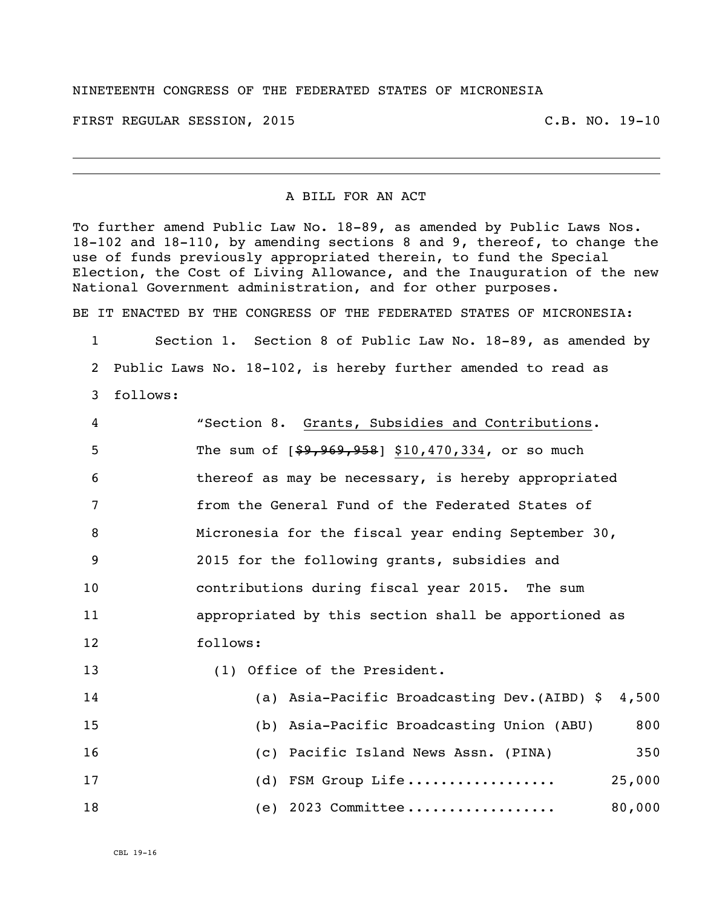NINETEENTH CONGRESS OF THE FEDERATED STATES OF MICRONESIA

FIRST REGULAR SESSION, 2015 C.B. NO. 19-10

---

A BILL FOR AN ACT

To further amend Public Law No. 18-89, as amended by Public Laws Nos. 18-102 and 18-110, by amending sections 8 and 9, thereof, to change the use of funds previously appropriated therein, to fund the Special Election, the Cost of Living Allowance, and the Inauguration of the new National Government administration, and for other purposes.

BE IT ENACTED BY THE CONGRESS OF THE FEDERATED STATES OF MICRONESIA:

1 Section 1. Section 8 of Public Law No. 18-89, as amended by
2 Public Laws No. 18-102, is hereby further amended to read as
3 follows:

4 "Section 8. <u>Grants, Subsidies and Contributions</u>.
5 The sum of [~~$9,969,958~~] <u>$10,470,334</u>, or so much
6 thereof as may be necessary, is hereby appropriated
7 from the General Fund of the Federated States of
8 Micronesia for the fiscal year ending September 30,
9 2015 for the following grants, subsidies and
10 contributions during fiscal year 2015. The sum
11 appropriated by this section shall be apportioned as
12 follows:

13 (1) Office of the President.

| Line | Item | Amount |
|---|---|---|
| 14 | (a) Asia-Pacific Broadcasting Dev.(AIBD) | $ 4,500 |
| 15 | (b) Asia-Pacific Broadcasting Union (ABU) | 800 |
| 16 | (c) Pacific Island News Assn. (PINA) | 350 |
| 17 | (d) FSM Group Life.................. | 25,000 |
| 18 | (e) 2023 Committee.................. | 80,000 |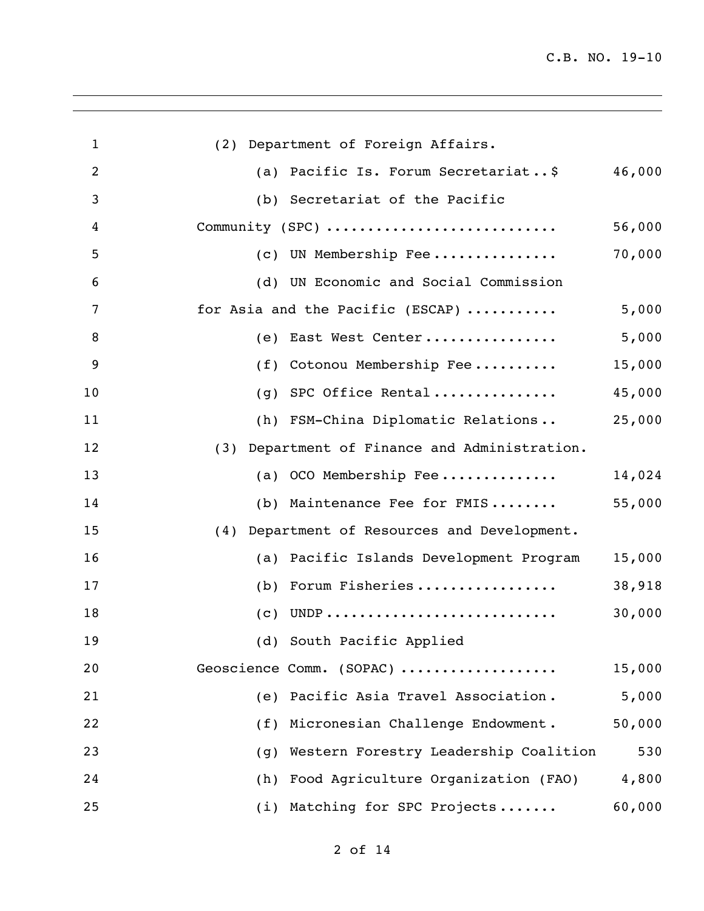(2) Department of Foreign Affairs.

(a) Pacific Is. Forum Secretariat..$ 46,000

(b) Secretariat of the Pacific Community (SPC) ........................... 56,000

(c) UN Membership Fee............... 70,000

(d) UN Economic and Social Commission for Asia and the Pacific (ESCAP) ........... 5,000

(e) East West Center................ 5,000

(f) Cotonou Membership Fee.......... 15,000

(g) SPC Office Rental............... 45,000

(h) FSM-China Diplomatic Relations.. 25,000

(3) Department of Finance and Administration.

(a) OCO Membership Fee.............. 14,024

(b) Maintenance Fee for FMIS........ 55,000

(4) Department of Resources and Development.

(a) Pacific Islands Development Program 15,000

(b) Forum Fisheries................. 38,918

(c) UNDP........................... 30,000

(d) South Pacific Applied Geoscience Comm. (SOPAC) .................. 15,000

(e) Pacific Asia Travel Association. 5,000

(f) Micronesian Challenge Endowment. 50,000

(g) Western Forestry Leadership Coalition 530

(h) Food Agriculture Organization (FAO) 4,800

(i) Matching for SPC Projects....... 60,000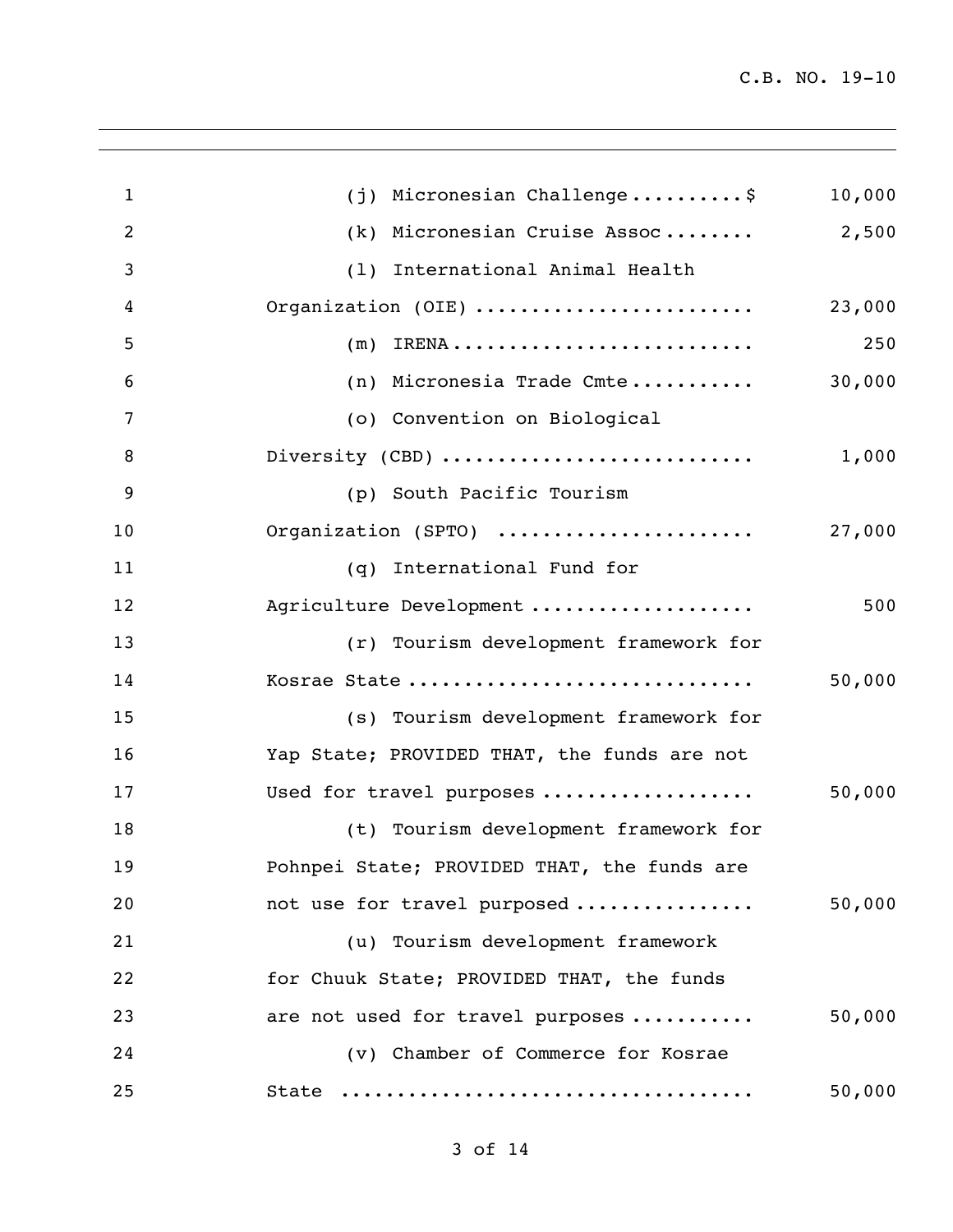| | |
|---|---:|
| (j) Micronesian Challenge..........$ | 10,000 |
| (k) Micronesian Cruise Assoc........ | 2,500 |
| (l) International Animal Health Organization (OIE) ........................ | 23,000 |
| (m) IRENA.......................... | 250 |
| (n) Micronesia Trade Cmte........... | 30,000 |
| (o) Convention on Biological Diversity (CBD) .......................... | 1,000 |
| (p) South Pacific Tourism Organization (SPTO) ...................... | 27,000 |
| (q) International Fund for Agriculture Development ................... | 500 |
| (r) Tourism development framework for Kosrae State ............................ | 50,000 |
| (s) Tourism development framework for Yap State; PROVIDED THAT, the funds are not Used for travel purposes .................. | 50,000 |
| (t) Tourism development framework for Pohnpei State; PROVIDED THAT, the funds are not use for travel purposed ............... | 50,000 |
| (u) Tourism development framework for Chuuk State; PROVIDED THAT, the funds are not used for travel purposes .......... | 50,000 |
| (v) Chamber of Commerce for Kosrae State ................................... | 50,000 |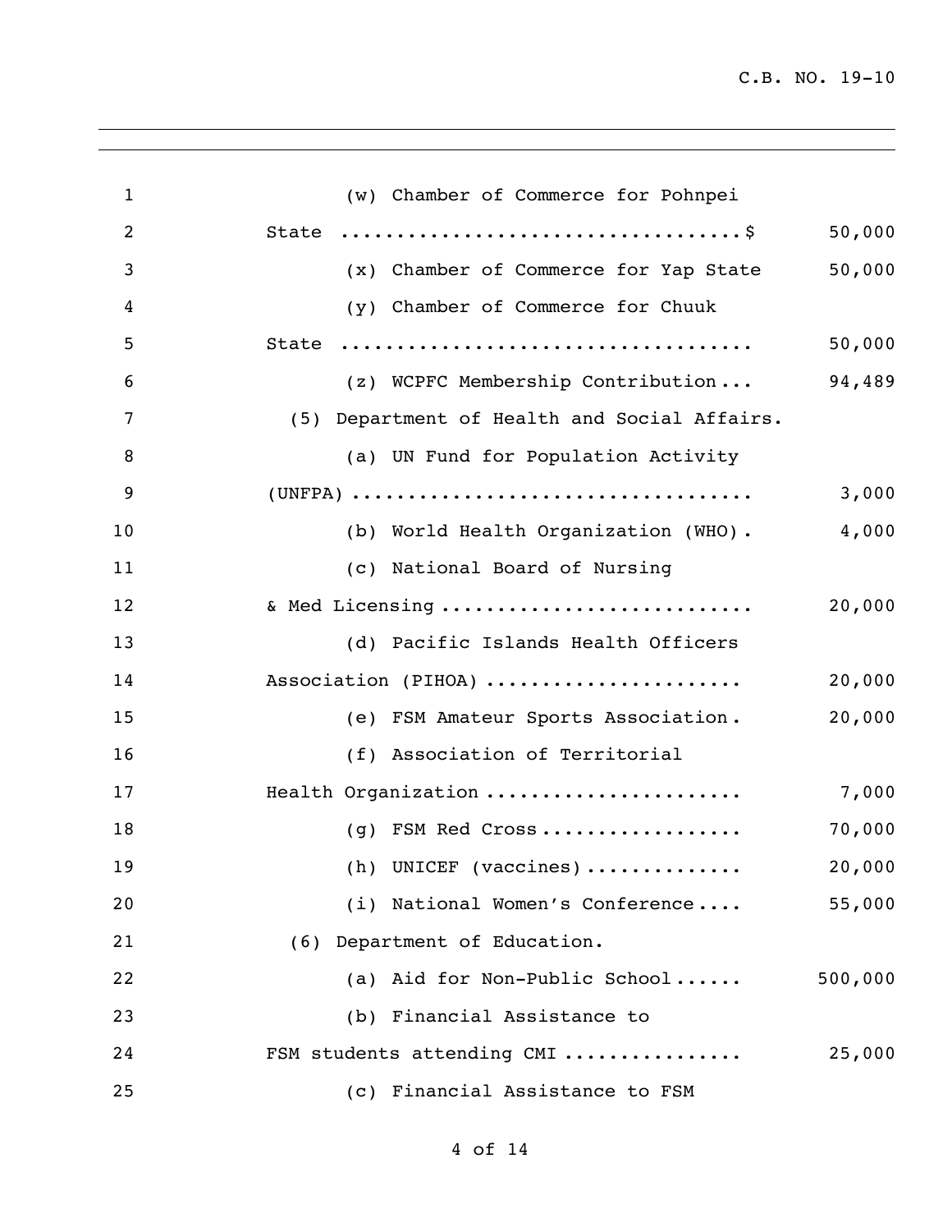(w) Chamber of Commerce for Pohnpei State ....................................$ 50,000

(x) Chamber of Commerce for Yap State 50,000

(y) Chamber of Commerce for Chuuk State .................................... 50,000

(z) WCPFC Membership Contribution... 94,489

(5) Department of Health and Social Affairs.

(a) UN Fund for Population Activity (UNFPA) .................................. 3,000

(b) World Health Organization (WHO). 4,000

(c) National Board of Nursing & Med Licensing .......................... 20,000

(d) Pacific Islands Health Officers Association (PIHOA) ..................... 20,000

(e) FSM Amateur Sports Association. 20,000

(f) Association of Territorial Health Organization ...................... 7,000

(g) FSM Red Cross ................. 70,000

(h) UNICEF (vaccines) ............. 20,000

(i) National Women's Conference.... 55,000

(6) Department of Education.

(a) Aid for Non-Public School...... 500,000

(b) Financial Assistance to FSM students attending CMI ............... 25,000

(c) Financial Assistance to FSM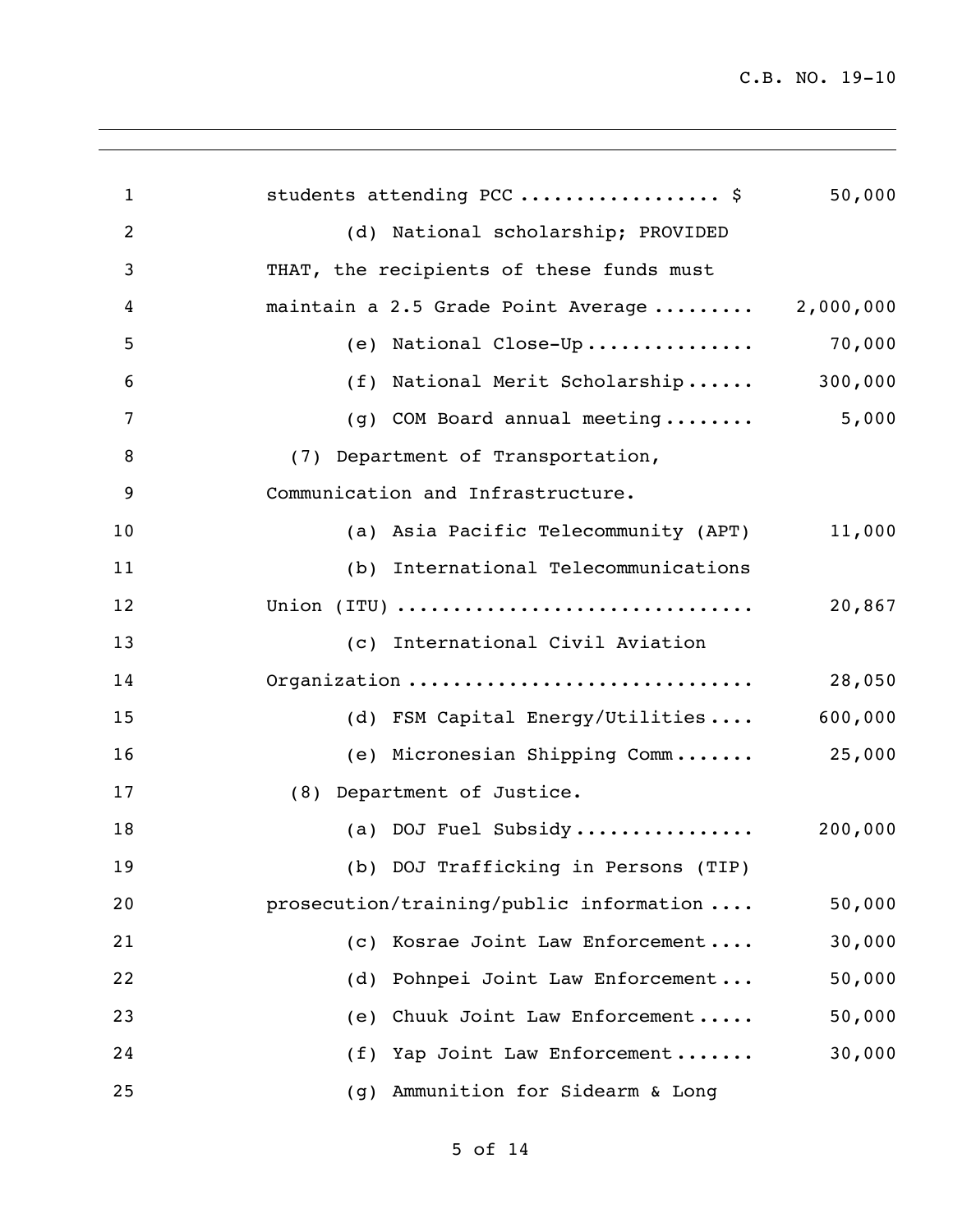students attending PCC .................. $ 50,000

(d) National scholarship; PROVIDED THAT, the recipients of these funds must maintain a 2.5 Grade Point Average ......... 2,000,000

(e) National Close-Up ............... 70,000

(f) National Merit Scholarship ...... 300,000

(g) COM Board annual meeting ........ 5,000

(7) Department of Transportation, Communication and Infrastructure.

(a) Asia Pacific Telecommunity (APT) 11,000

(b) International Telecommunications Union (ITU) .............................. 20,867

(c) International Civil Aviation Organization .............................. 28,050

(d) FSM Capital Energy/Utilities .... 600,000

(e) Micronesian Shipping Comm ....... 25,000

(8) Department of Justice.

(a) DOJ Fuel Subsidy ................ 200,000

(b) DOJ Trafficking in Persons (TIP) prosecution/training/public information .... 50,000

(c) Kosrae Joint Law Enforcement .... 30,000

(d) Pohnpei Joint Law Enforcement ... 50,000

(e) Chuuk Joint Law Enforcement ..... 50,000

(f) Yap Joint Law Enforcement ....... 30,000

(g) Ammunition for Sidearm & Long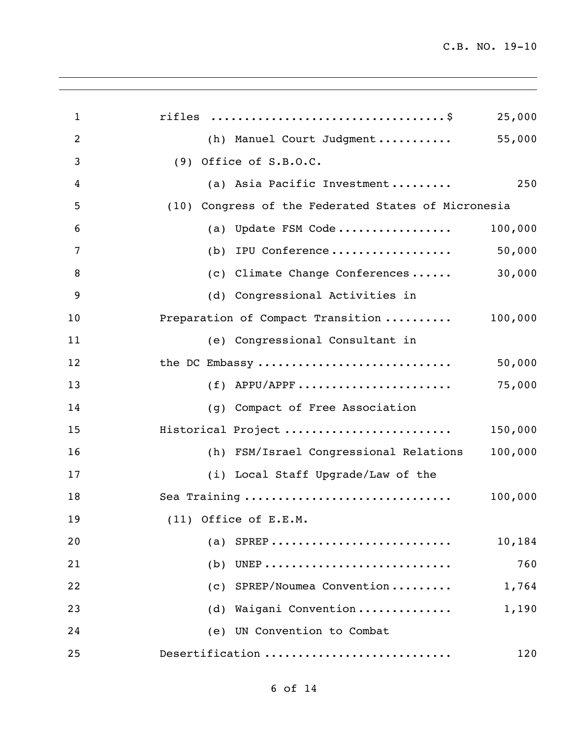rifles ................................$ 25,000

(h) Manuel Court Judgment ........... 55,000

(9) Office of S.B.O.C.

(a) Asia Pacific Investment ......... 250

(10) Congress of the Federated States of Micronesia

(a) Update FSM Code ................. 100,000

(b) IPU Conference .................. 50,000

(c) Climate Change Conferences ...... 30,000

(d) Congressional Activities in Preparation of Compact Transition .......... 100,000

(e) Congressional Consultant in the DC Embassy ............................ 50,000

(f) APPU/APPF ....................... 75,000

(g) Compact of Free Association Historical Project ........................ 150,000

(h) FSM/Israel Congressional Relations 100,000

(i) Local Staff Upgrade/Law of the Sea Training ............................. 100,000

(11) Office of E.E.M.

(a) SPREP ........................... 10,184

(b) UNEP ............................ 760

(c) SPREP/Noumea Convention ......... 1,764

(d) Waigani Convention .............. 1,190

(e) UN Convention to Combat Desertification ........................... 120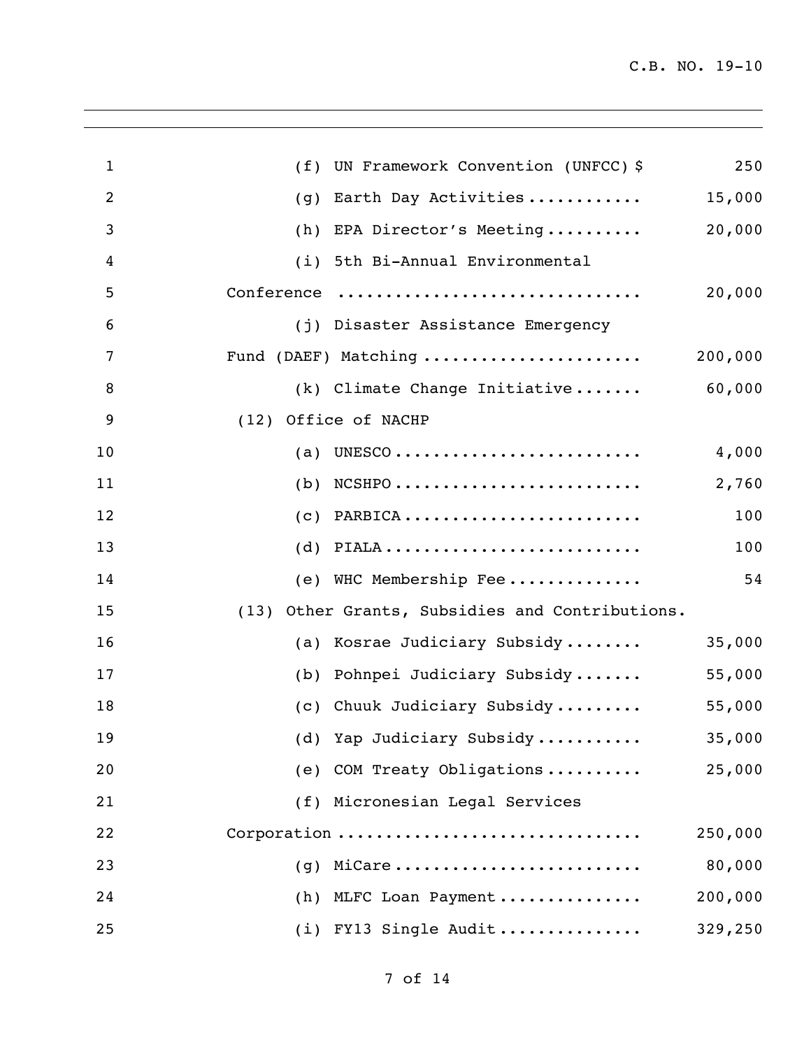(f) UN Framework Convention (UNFCC) $ 250

(g) Earth Day Activities ............ 15,000

(h) EPA Director's Meeting .......... 20,000

(i) 5th Bi-Annual Environmental Conference ............................... 20,000

(j) Disaster Assistance Emergency Fund (DAEF) Matching ...................... 200,000

(k) Climate Change Initiative ....... 60,000

(12) Office of NACHP

(a) UNESCO .......................... 4,000

(b) NCSHPO .......................... 2,760

(c) PARBICA ......................... 100

(d) PIALA ........................... 100

(e) WHC Membership Fee .............. 54

(13) Other Grants, Subsidies and Contributions.

(a) Kosrae Judiciary Subsidy ........ 35,000

(b) Pohnpei Judiciary Subsidy ....... 55,000

(c) Chuuk Judiciary Subsidy ......... 55,000

(d) Yap Judiciary Subsidy ........... 35,000

(e) COM Treaty Obligations .......... 25,000

(f) Micronesian Legal Services Corporation .............................. 250,000

(g) MiCare .......................... 80,000

(h) MLFC Loan Payment ............... 200,000

(i) FY13 Single Audit ............... 329,250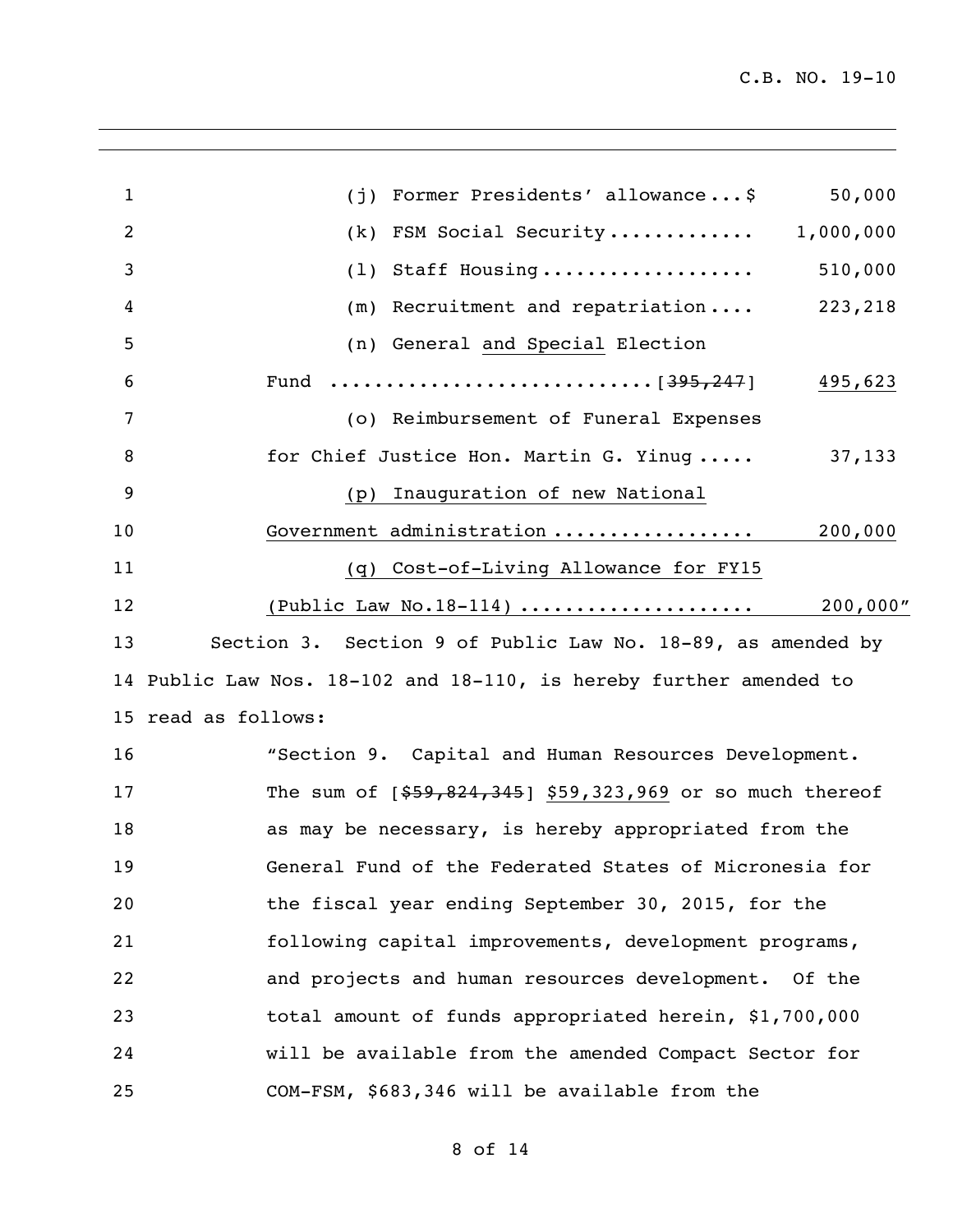(j) Former Presidents' allowance...$ 50,000

(k) FSM Social Security............ 1,000,000

(l) Staff Housing.................. 510,000

(m) Recruitment and repatriation.... 223,218

(n) General and Special Election Fund ..........................[~~395,247~~] 495,623

(o) Reimbursement of Funeral Expenses for Chief Justice Hon. Martin G. Yinug ..... 37,133

(p) Inauguration of new National Government administration ................. 200,000

(q) Cost-of-Living Allowance for FY15 (Public Law No.18-114) .................... 200,000"

Section 3. Section 9 of Public Law No. 18-89, as amended by Public Law Nos. 18-102 and 18-110, is hereby further amended to read as follows:

"Section 9. Capital and Human Resources Development. The sum of [~~$59,824,345~~] $59,323,969 or so much thereof as may be necessary, is hereby appropriated from the General Fund of the Federated States of Micronesia for the fiscal year ending September 30, 2015, for the following capital improvements, development programs, and projects and human resources development. Of the total amount of funds appropriated herein, $1,700,000 will be available from the amended Compact Sector for COM-FSM, $683,346 will be available from the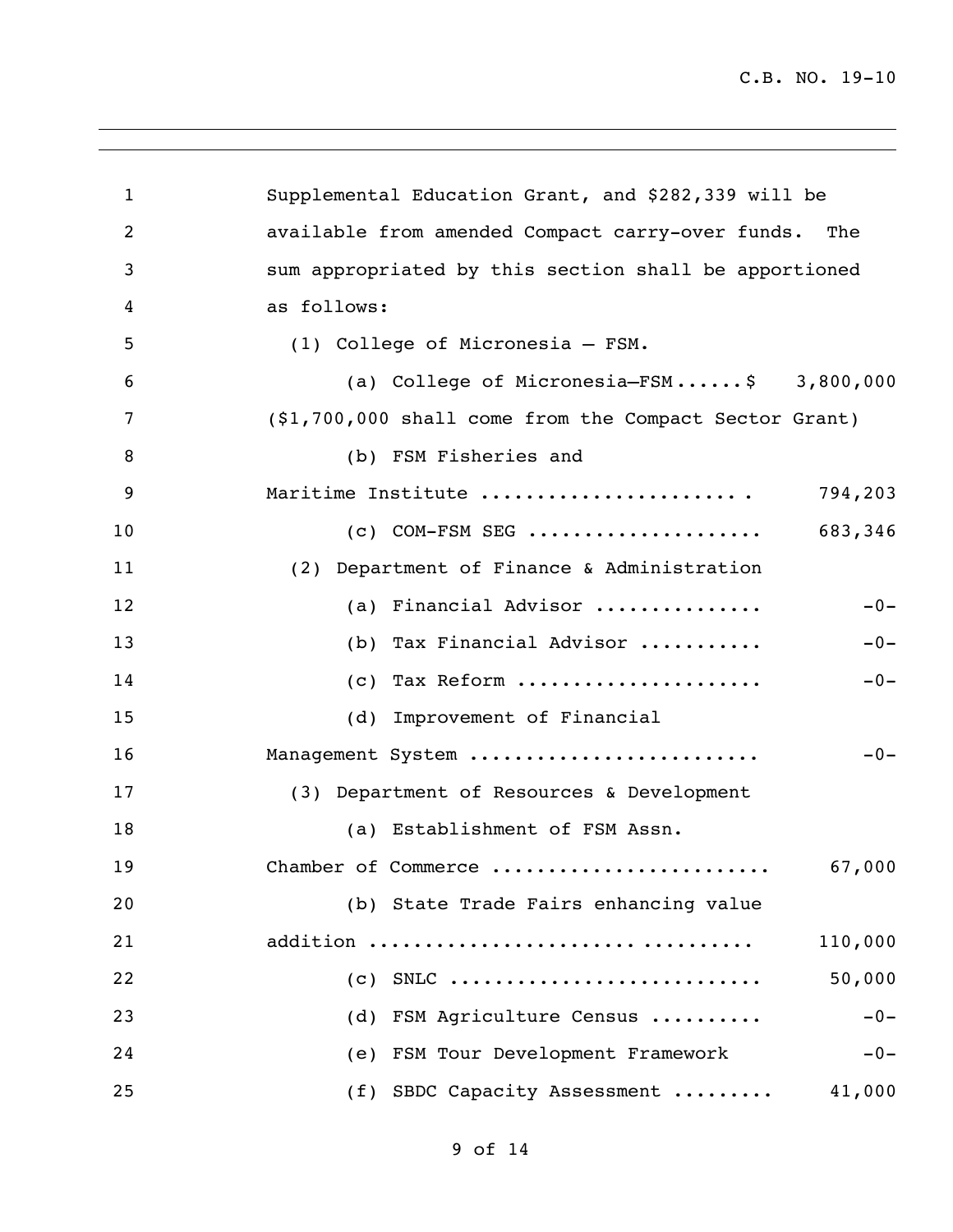Supplemental Education Grant, and $282,339 will be available from amended Compact carry-over funds. The sum appropriated by this section shall be apportioned as follows:

(1) College of Micronesia – FSM.

(a) College of Micronesia–FSM ...... $ 3,800,000

($1,700,000 shall come from the Compact Sector Grant)

(b) FSM Fisheries and Maritime Institute ...................... 794,203

(c) COM-FSM SEG .................... 683,346

(2) Department of Finance & Administration

(a) Financial Advisor .............. -0-

(b) Tax Financial Advisor ........... -0-

(c) Tax Reform ..................... -0-

(d) Improvement of Financial Management System ........................ -0-

(3) Department of Resources & Development

(a) Establishment of FSM Assn. Chamber of Commerce ....................... 67,000

(b) State Trade Fairs enhancing value addition ................................ 110,000

(c) SNLC .......................... 50,000

(d) FSM Agriculture Census .......... -0-

(e) FSM Tour Development Framework -0-

(f) SBDC Capacity Assessment ......... 41,000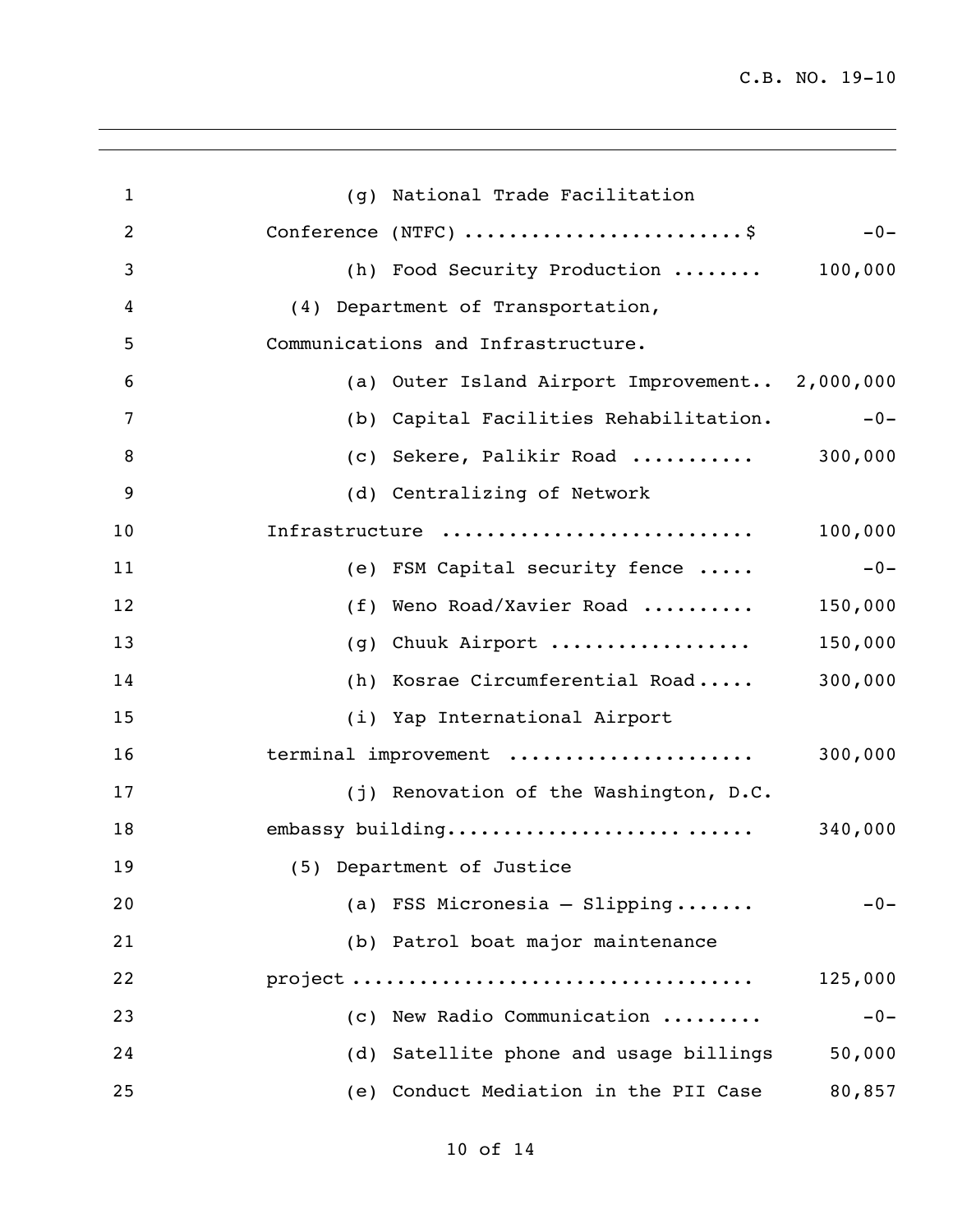(g) National Trade Facilitation Conference (NTFC) ........................$ -0-

(h) Food Security Production ........ 100,000

(4) Department of Transportation, Communications and Infrastructure.

(a) Outer Island Airport Improvement.. 2,000,000

(b) Capital Facilities Rehabilitation. -0-

(c) Sekere, Palikir Road ........... 300,000

(d) Centralizing of Network Infrastructure .......................... 100,000

(e) FSM Capital security fence ..... -0-

(f) Weno Road/Xavier Road .......... 150,000

(g) Chuuk Airport ................. 150,000

(h) Kosrae Circumferential Road..... 300,000

(i) Yap International Airport terminal improvement ..................... 300,000

(j) Renovation of the Washington, D.C. embassy building.......................... 340,000

(5) Department of Justice

(a) FSS Micronesia – Slipping....... -0-

(b) Patrol boat major maintenance project ................................. 125,000

(c) New Radio Communication ......... -0-

(d) Satellite phone and usage billings 50,000

(e) Conduct Mediation in the PII Case 80,857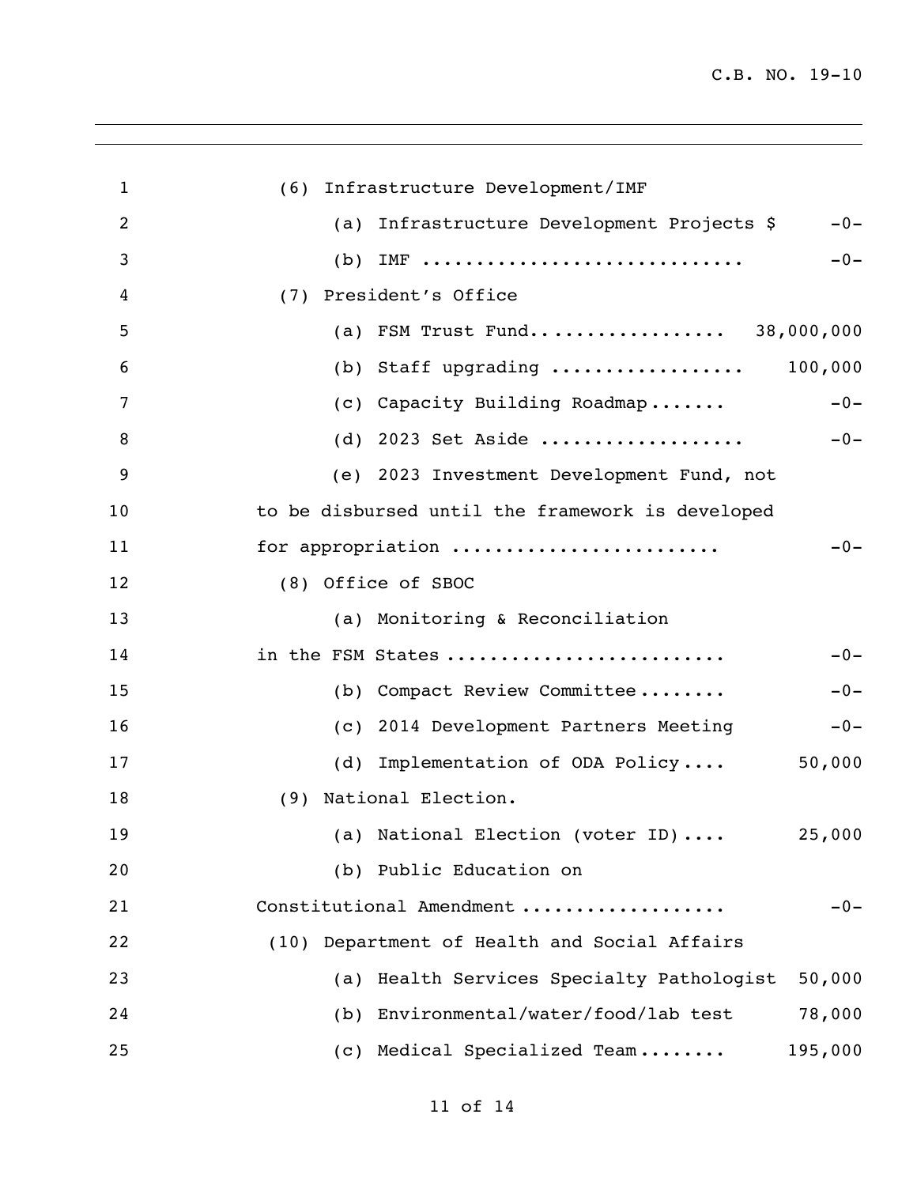(6) Infrastructure Development/IMF

(a) Infrastructure Development Projects $ -0-

(b) IMF ............................ -0-

(7) President's Office

(a) FSM Trust Fund................. 38,000,000

(b) Staff upgrading ................. 100,000

(c) Capacity Building Roadmap....... -0-

(d) 2023 Set Aside .................. -0-

(e) 2023 Investment Development Fund, not to be disbursed until the framework is developed for appropriation ....................... -0-

(8) Office of SBOC

(a) Monitoring & Reconciliation in the FSM States ........................ -0-

(b) Compact Review Committee........ -0-

(c) 2014 Development Partners Meeting -0-

(d) Implementation of ODA Policy.... 50,000

(9) National Election.

(a) National Election (voter ID).... 25,000

(b) Public Education on Constitutional Amendment .................. -0-

(10) Department of Health and Social Affairs

(a) Health Services Specialty Pathologist 50,000

(b) Environmental/water/food/lab test 78,000

(c) Medical Specialized Team........ 195,000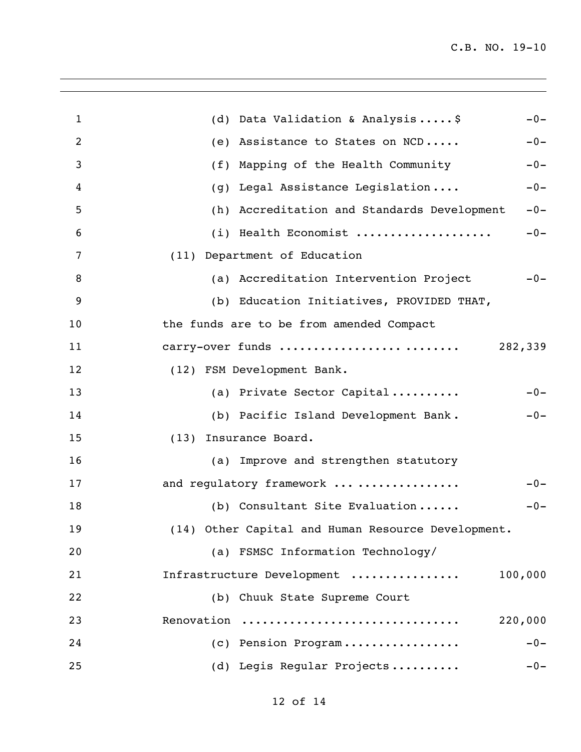(d) Data Validation & Analysis.....$ -0-

(e) Assistance to States on NCD..... -0-

(f) Mapping of the Health Community -0-

(g) Legal Assistance Legislation.... -0-

(h) Accreditation and Standards Development -0-

(i) Health Economist .................. -0-

(11) Department of Education

(a) Accreditation Intervention Project -0-

(b) Education Initiatives, PROVIDED THAT, the funds are to be from amended Compact carry-over funds ........................... 282,339

(12) FSM Development Bank.

(a) Private Sector Capital.......... -0-

(b) Pacific Island Development Bank. -0-

(13) Insurance Board.

(a) Improve and strengthen statutory and regulatory framework ................ -0-

(b) Consultant Site Evaluation...... -0-

(14) Other Capital and Human Resource Development.

(a) FSMSC Information Technology/ Infrastructure Development ............... 100,000

(b) Chuuk State Supreme Court Renovation .............................. 220,000

(c) Pension Program................. -0-

(d) Legis Regular Projects.......... -0-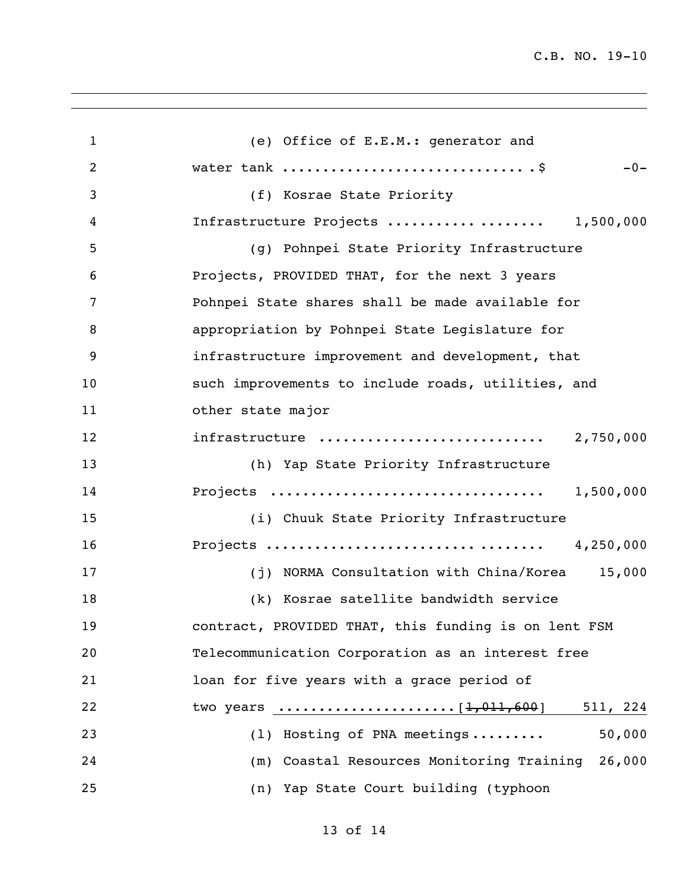(e) Office of E.E.M.: generator and water tank ............................$ -0-

(f) Kosrae State Priority Infrastructure Projects .................... 1,500,000

(g) Pohnpei State Priority Infrastructure Projects, PROVIDED THAT, for the next 3 years Pohnpei State shares shall be made available for appropriation by Pohnpei State Legislature for infrastructure improvement and development, that such improvements to include roads, utilities, and other state major infrastructure .......................... 2,750,000

(h) Yap State Priority Infrastructure Projects ................................ 1,500,000

(i) Chuuk State Priority Infrastructure Projects .................................. 4,250,000

(j) NORMA Consultation with China/Korea 15,000

(k) Kosrae satellite bandwidth service contract, PROVIDED THAT, this funding is on lent FSM Telecommunication Corporation as an interest free loan for five years with a grace period of two years ....................[~~1,011,600~~] <u>511, 224</u>

(l) Hosting of PNA meetings......... 50,000

(m) Coastal Resources Monitoring Training 26,000

(n) Yap State Court building (typhoon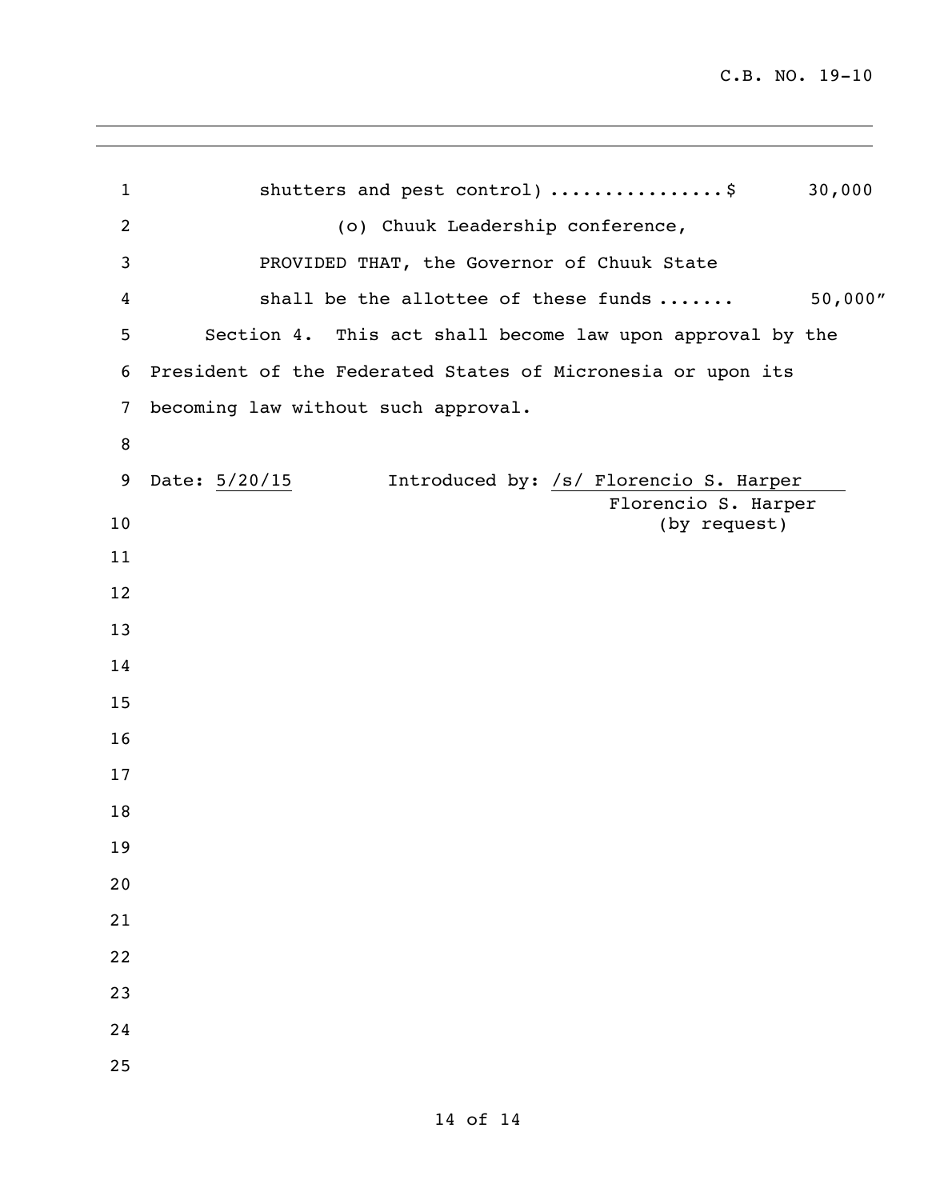shutters and pest control) ...............$ 30,000

(o) Chuuk Leadership conference, PROVIDED THAT, the Governor of Chuuk State shall be the allottee of these funds ....... 50,000"

Section 4. This act shall become law upon approval by the President of the Federated States of Micronesia or upon its becoming law without such approval.

Date: 5/20/15 Introduced by: /s/ Florencio S. Harper

Florencio S. Harper
(by request)